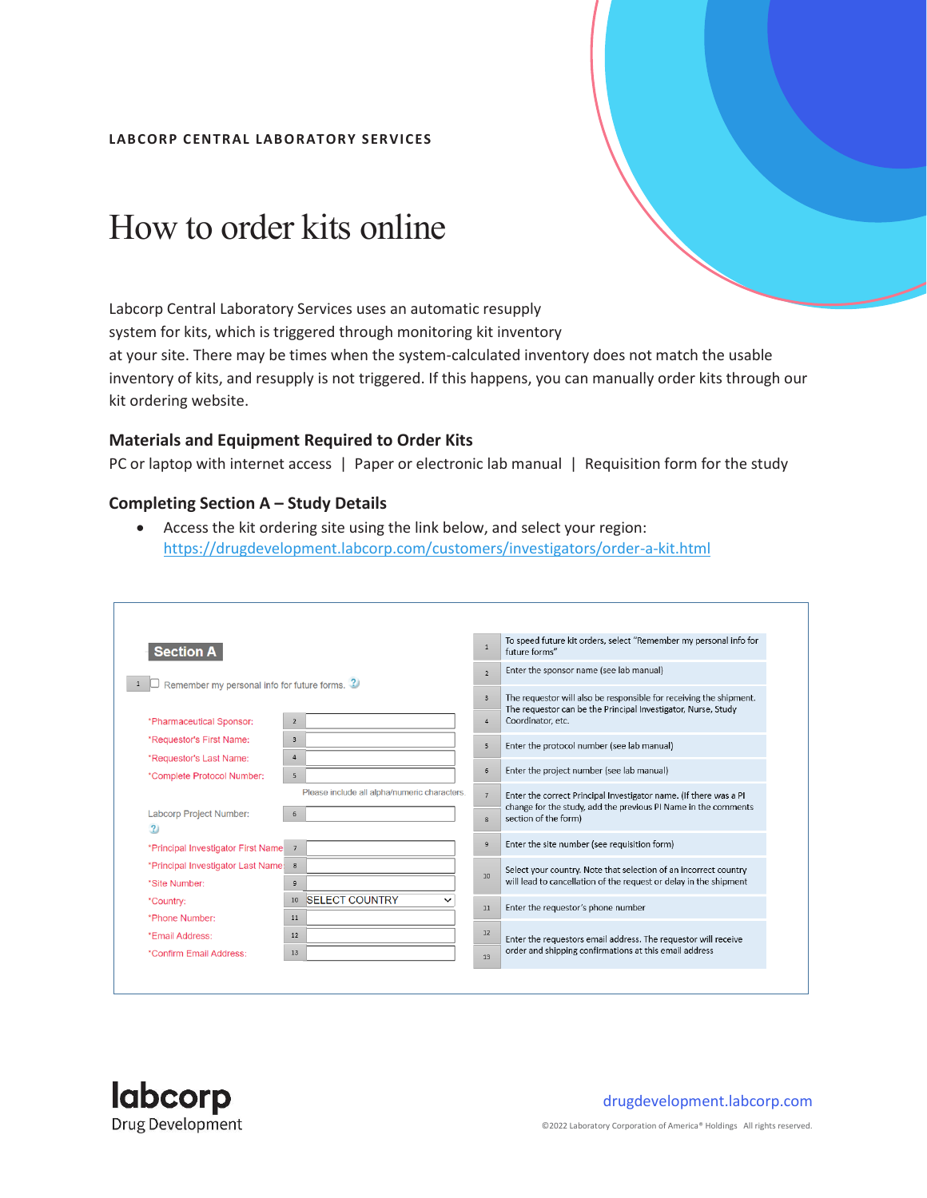LABCORP CENTRAL LABORATORY SERVICES

# How to order kits online

Labcorp Central Laboratory Services uses an automatic resupply system for kits, which is triggered through monitoring kit inventory at your site. There may be times when the system-calculated inventory does not match the usable inventory of kits, and resupply is not triggered. If this happens, you can manually order kits through our kit ordering website.

### Materials and Equipment Required to Order Kits

PC or laptop with internet access | Paper or electronic lab manual | Requisition form for the study

### Completing Section A – Study Details

- Access the kit ordering site using the link below, and select your region: https://drugdevelopment.labcorp.com/customers/investigators/order-a-kit.html

**Section A**

| # | Form field | Instructions |
|---|---|---|
| 1 | ☐ Remember my personal info for future forms. | To speed future kit orders, select "Remember my personal info for future forms" |
| 2 | *Pharmaceutical Sponsor: | Enter the sponsor name (see lab manual) |
| 3 | *Requestor's First Name: | The requestor will also be responsible for receiving the shipment. The requestor can be the Principal Investigator, Nurse, Study Coordinator, etc. |
| 4 | *Requestor's Last Name: | |
| 5 | *Complete Protocol Number: (Please include all alpha/numeric characters.) | Enter the protocol number (see lab manual) |
| 6 | Labcorp Project Number: | Enter the project number (see lab manual) |
| 7 | *Principal Investigator First Name | Enter the correct Principal Investigator name. (If there was a PI change for the study, add the previous PI Name in the comments section of the form) |
| 8 | *Principal Investigator Last Name | |
| 9 | *Site Number: | Enter the site number (see requisition form) |
| 10 | *Country: SELECT COUNTRY | Select your country. Note that selection of an incorrect country will lead to cancellation of the request or delay in the shipment |
| 11 | *Phone Number: | Enter the requestor's phone number |
| 12 | *Email Address: | Enter the requestors email address. The requestor will receive order and shipping confirmations at this email address |
| 13 | *Confirm Email Address: | |

labcorp Drug Development

drugdevelopment.labcorp.com

©2022 Laboratory Corporation of America® Holdings All rights reserved.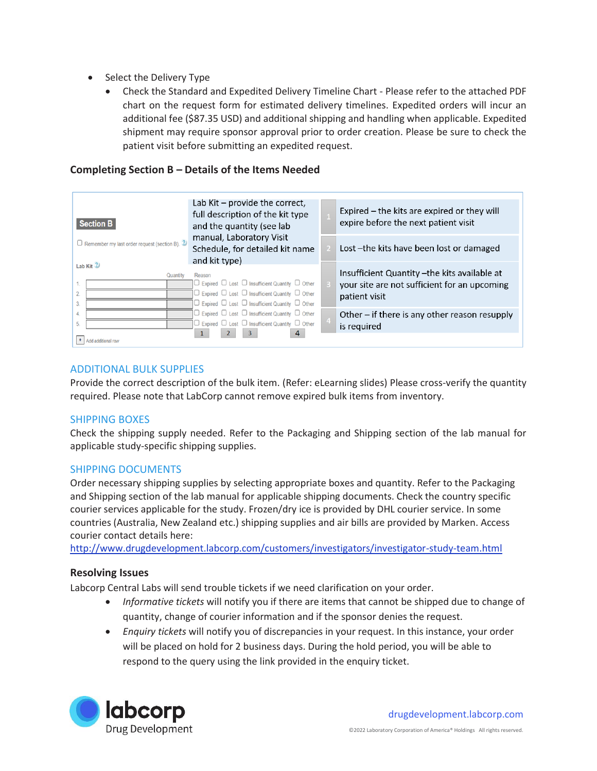- Select the Delivery Type
  - Check the Standard and Expedited Delivery Timeline Chart - Please refer to the attached PDF chart on the request form for estimated delivery timelines. Expedited orders will incur an additional fee ($87.35 USD) and additional shipping and handling when applicable. Expedited shipment may require sponsor approval prior to order creation. Please be sure to check the patient visit before submitting an expedited request.

### Completing Section B – Details of the Items Needed

Lab Kit – provide the correct, full description of the kit type and the quantity (see lab manual, Laboratory Visit Schedule, for detailed kit name and kit type)

1. Expired – the kits are expired or they will expire before the next patient visit
2. Lost –the kits have been lost or damaged
3. Insufficient Quantity –the kits available at your site are not sufficient for an upcoming patient visit
4. Other – if there is any other reason resupply is required

### ADDITIONAL BULK SUPPLIES

Provide the correct description of the bulk item. (Refer: eLearning slides) Please cross-verify the quantity required. Please note that LabCorp cannot remove expired bulk items from inventory.

### SHIPPING BOXES

Check the shipping supply needed. Refer to the Packaging and Shipping section of the lab manual for applicable study-specific shipping supplies.

### SHIPPING DOCUMENTS

Order necessary shipping supplies by selecting appropriate boxes and quantity. Refer to the Packaging and Shipping section of the lab manual for applicable shipping documents. Check the country specific courier services applicable for the study. Frozen/dry ice is provided by DHL courier service. In some countries (Australia, New Zealand etc.) shipping supplies and air bills are provided by Marken. Access courier contact details here:
http://www.drugdevelopment.labcorp.com/customers/investigators/investigator-study-team.html

### Resolving Issues

Labcorp Central Labs will send trouble tickets if we need clarification on your order.

- *Informative tickets* will notify you if there are items that cannot be shipped due to change of quantity, change of courier information and if the sponsor denies the request.
- *Enquiry tickets* will notify you of discrepancies in your request. In this instance, your order will be placed on hold for 2 business days. During the hold period, you will be able to respond to the query using the link provided in the enquiry ticket.